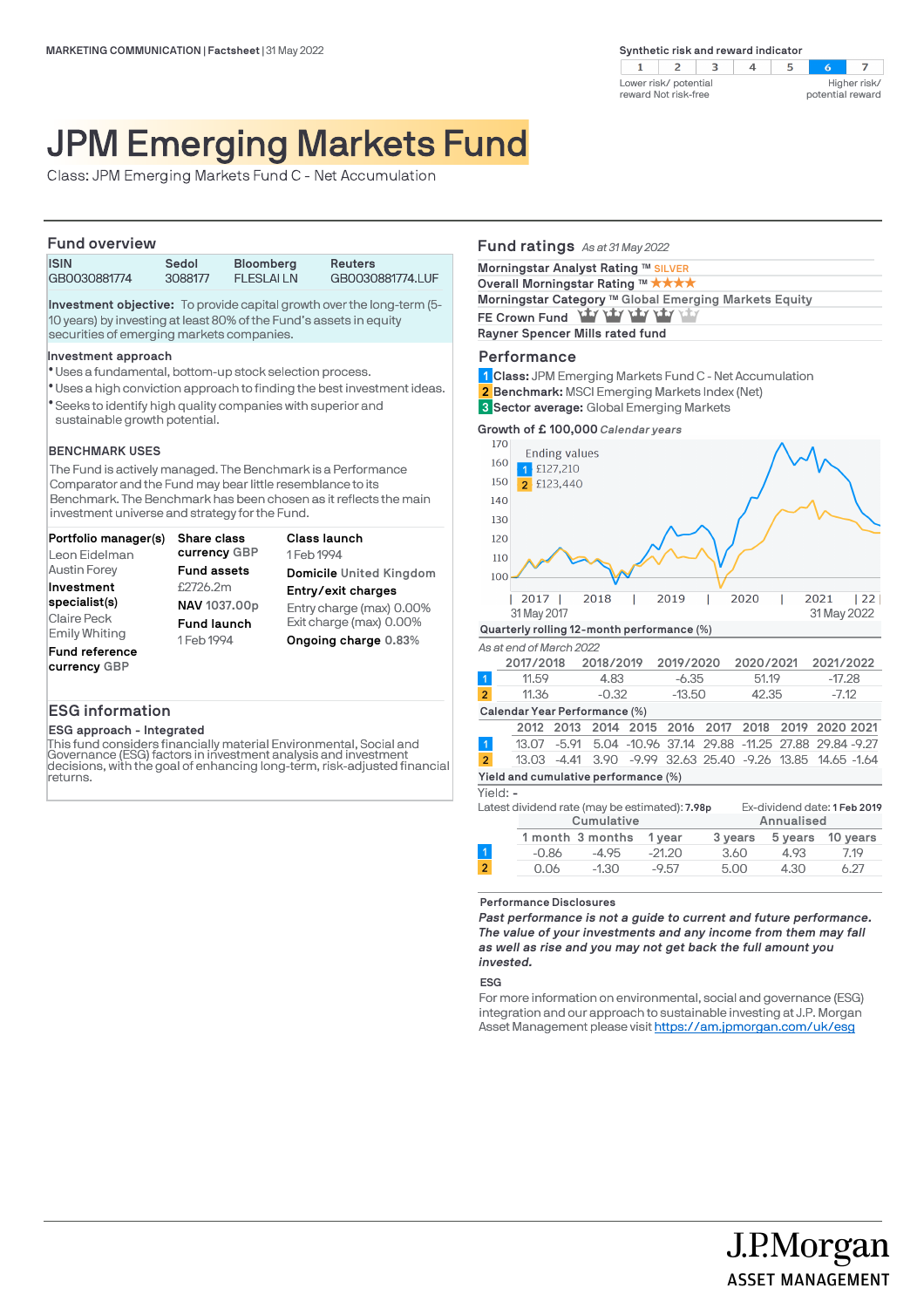MARKETING COMMUNICATION | Factsheet | 31 May 2022

**Synthetic risk and reward indicator**

| 1 | 2 | 3 | 4 | 5 | 6 | 7 |
|---|---|---|---|---|---|---|

Lower risk/ potential reward Not risk-free — Higher risk/ potential reward

# JPM Emerging Markets Fund

Class: JPM Emerging Markets Fund C - Net Accumulation

## Fund overview

| ISIN | Sedol | Bloomberg | Reuters |
|---|---|---|---|
| GB0030881774 | 3088177 | FLESLAI LN | GB0030881774.LUF |

**Investment objective:** To provide capital growth over the long-term (5-10 years) by investing at least 80% of the Fund's assets in equity securities of emerging markets companies.

**Investment approach**

- Uses a fundamental, bottom-up stock selection process.
- Uses a high conviction approach to finding the best investment ideas.
- Seeks to identify high quality companies with superior and sustainable growth potential.

**BENCHMARK USES**

The Fund is actively managed. The Benchmark is a Performance Comparator and the Fund may bear little resemblance to its Benchmark. The Benchmark has been chosen as it reflects the main investment universe and strategy for the Fund.

**Portfolio manager(s)**
Leon Eidelman
Austin Forey

**Investment specialist(s)**
Claire Peck
Emily Whiting

**Fund reference currency** GBP

**Share class currency** GBP

**Fund assets**
£2726.2m

**NAV** 1037.00p

**Fund launch**
1 Feb 1994

**Class launch**
1 Feb 1994

**Domicile** United Kingdom

**Entry/exit charges**
Entry charge (max) 0.00%
Exit charge (max) 0.00%

**Ongoing charge** 0.83%

## ESG information

**ESG approach - Integrated**

This fund considers financially material Environmental, Social and Governance (ESG) factors in investment analysis and investment decisions, with the goal of enhancing long-term, risk-adjusted financial returns.

## Fund ratings *As at 31 May 2022*

**Morningstar Analyst Rating ™** SILVER
**Overall Morningstar Rating ™** ★★★★
**Morningstar Category ™** Global Emerging Markets Equity
**FE Crown Fund**
**Rayner Spencer Mills rated fund**

## Performance

1 **Class:** JPM Emerging Markets Fund C - Net Accumulation
2 **Benchmark:** MSCI Emerging Markets Index (Net)
3 **Sector average:** Global Emerging Markets

**Growth of £ 100,000** *Calendar years*

Ending values
1 £127,210
2 £123,440

31 May 2017 – 31 May 2022

**Quarterly rolling 12-month performance (%)**

*As at end of March 2022*

| | 2017/2018 | 2018/2019 | 2019/2020 | 2020/2021 | 2021/2022 |
|---|---|---|---|---|---|
| 1 | 11.59 | 4.83 | -6.35 | 51.19 | -17.28 |
| 2 | 11.36 | -0.32 | -13.50 | 42.35 | -7.12 |

**Calendar Year Performance (%)**

| | 2012 | 2013 | 2014 | 2015 | 2016 | 2017 | 2018 | 2019 | 2020 | 2021 |
|---|---|---|---|---|---|---|---|---|---|---|
| 1 | 13.07 | -5.91 | 5.04 | -10.96 | 37.14 | 29.88 | -11.25 | 27.88 | 29.84 | -9.27 |
| 2 | 13.03 | -4.41 | 3.90 | -9.99 | 32.63 | 25.40 | -9.26 | 13.85 | 14.65 | -1.64 |

**Yield and cumulative performance (%)**

Yield: -

Latest dividend rate (may be estimated): 7.98p — Ex-dividend date: 1 Feb 2019

| | Cumulative | | | Annualised | | |
|---|---|---|---|---|---|---|
| | 1 month | 3 months | 1 year | 3 years | 5 years | 10 years |
| 1 | -0.86 | -4.95 | -21.20 | 3.60 | 4.93 | 7.19 |
| 2 | 0.06 | -1.30 | -9.57 | 5.00 | 4.30 | 6.27 |

**Performance Disclosures**

***Past performance is not a guide to current and future performance. The value of your investments and any income from them may fall as well as rise and you may not get back the full amount you invested.***

**ESG**

For more information on environmental, social and governance (ESG) integration and our approach to sustainable investing at J.P. Morgan Asset Management please visit https://am.jpmorgan.com/uk/esg

J.P.Morgan ASSET MANAGEMENT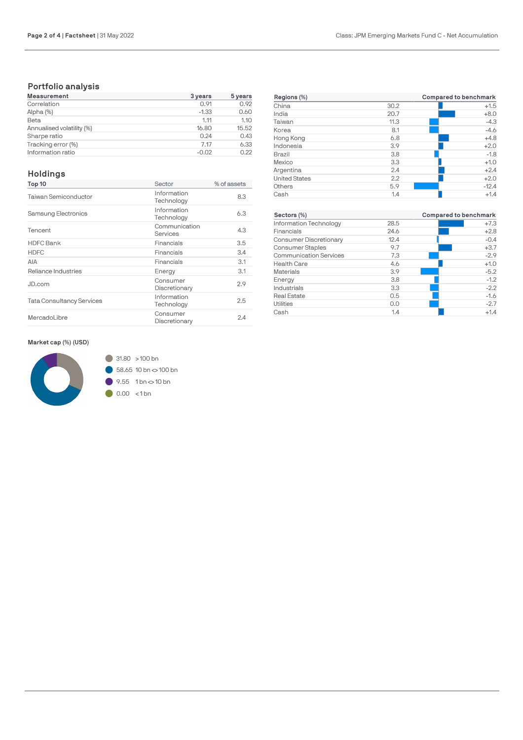## Portfolio analysis

| Measurement | 3 years | 5 years |
|---|---|---|
| Correlation | 0.91 | 0.92 |
| Alpha (%) | -1.33 | 0.60 |
| Beta | 1.11 | 1.10 |
| Annualised volatility (%) | 16.80 | 15.52 |
| Sharpe ratio | 0.24 | 0.43 |
| Tracking error (%) | 7.17 | 6.33 |
| Information ratio | -0.02 | 0.22 |

## Holdings

| Top 10 | Sector | % of assets |
|---|---|---|
| Taiwan Semiconductor | Information Technology | 8.3 |
| Samsung Electronics | Information Technology | 6.3 |
| Tencent | Communication Services | 4.3 |
| HDFC Bank | Financials | 3.5 |
| HDFC | Financials | 3.4 |
| AIA | Financials | 3.1 |
| Reliance Industries | Energy | 3.1 |
| JD.com | Consumer Discretionary | 2.9 |
| Tata Consultancy Services | Information Technology | 2.5 |
| MercadoLibre | Consumer Discretionary | 2.4 |

**Market cap (%) (USD)**

- 31.80 >100 bn
- 58.65 10 bn <> 100 bn
- 9.55 1 bn <> 10 bn
- 0.00 <1 bn

| Regions (%) | | Compared to benchmark |
|---|---|---|
| China | 30.2 | +1.5 |
| India | 20.7 | +8.0 |
| Taiwan | 11.3 | -4.3 |
| Korea | 8.1 | -4.6 |
| Hong Kong | 6.8 | +4.8 |
| Indonesia | 3.9 | +2.0 |
| Brazil | 3.8 | -1.8 |
| Mexico | 3.3 | +1.0 |
| Argentina | 2.4 | +2.4 |
| United States | 2.2 | +2.0 |
| Others | 5.9 | -12.4 |
| Cash | 1.4 | +1.4 |

| Sectors (%) | | Compared to benchmark |
|---|---|---|
| Information Technology | 28.5 | +7.3 |
| Financials | 24.6 | +2.8 |
| Consumer Discretionary | 12.4 | -0.4 |
| Consumer Staples | 9.7 | +3.7 |
| Communication Services | 7.3 | -2.9 |
| Health Care | 4.6 | +1.0 |
| Materials | 3.9 | -5.2 |
| Energy | 3.8 | -1.2 |
| Industrials | 3.3 | -2.2 |
| Real Estate | 0.5 | -1.6 |
| Utilities | 0.0 | -2.7 |
| Cash | 1.4 | +1.4 |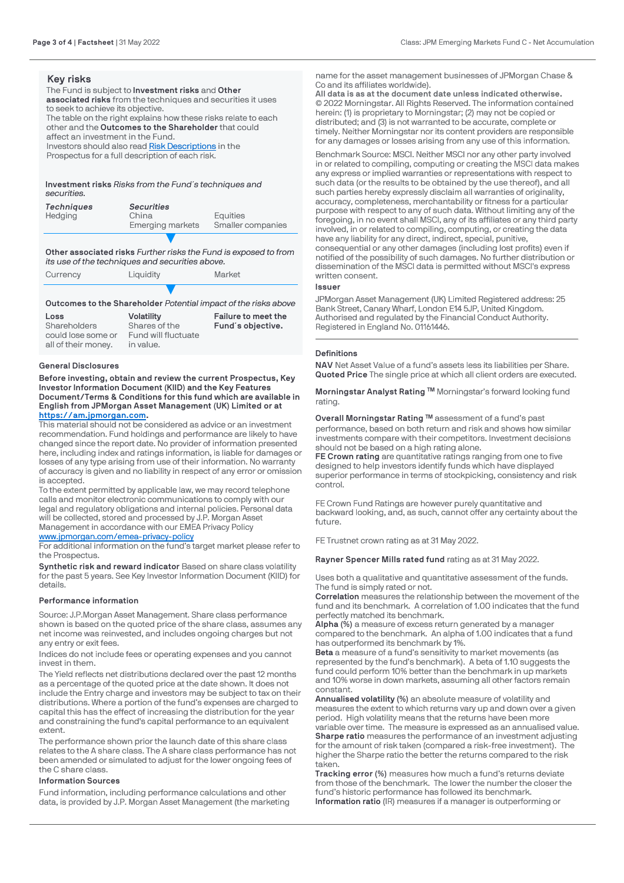## Key risks

The Fund is subject to **Investment risks** and **Other associated risks** from the techniques and securities it uses to seek to achieve its objective.
The table on the right explains how these risks relate to each other and the **Outcomes to the Shareholder** that could affect an investment in the Fund.
Investors should also read [Risk Descriptions](Risk Descriptions) in the Prospectus for a full description of each risk.

**Investment risks** *Risks from the Fund´s techniques and securities.*

| *Techniques* | *Securities* | |
|---|---|---|
| Hedging | China | Equities |
| | Emerging markets | Smaller companies |

**Other associated risks** *Further risks the Fund is exposed to from its use of the techniques and securities above.*

| Currency | Liquidity | Market |
|---|---|---|

**Outcomes to the Shareholder** *Potential impact of the risks above*

| **Loss** | **Volatility** | **Failure to meet the Fund´s objective.** |
|---|---|---|
| Shareholders could lose some or all of their money. | Shares of the Fund will fluctuate in value. | |

### General Disclosures

**Before investing, obtain and review the current Prospectus, Key Investor Information Document (KIID) and the Key Features Document/Terms & Conditions for this fund which are available in English from JPMorgan Asset Management (UK) Limited or at [https://am.jpmorgan.com](https://am.jpmorgan.com).**

This material should not be considered as advice or an investment recommendation. Fund holdings and performance are likely to have changed since the report date. No provider of information presented here, including index and ratings information, is liable for damages or losses of any type arising from use of their information. No warranty of accuracy is given and no liability in respect of any error or omission is accepted.

To the extent permitted by applicable law, we may record telephone calls and monitor electronic communications to comply with our legal and regulatory obligations and internal policies. Personal data will be collected, stored and processed by J.P. Morgan Asset Management in accordance with our EMEA Privacy Policy [www.jpmorgan.com/emea-privacy-policy](www.jpmorgan.com/emea-privacy-policy)

For additional information on the fund's target market please refer to the Prospectus.

**Synthetic risk and reward indicator** Based on share class volatility for the past 5 years. See Key Investor Information Document (KIID) for details.

### Performance information

Source: J.P.Morgan Asset Management. Share class performance shown is based on the quoted price of the share class, assumes any net income was reinvested, and includes ongoing charges but not any entry or exit fees.

Indices do not include fees or operating expenses and you cannot invest in them.

The Yield reflects net distributions declared over the past 12 months as a percentage of the quoted price at the date shown. It does not include the Entry charge and investors may be subject to tax on their distributions. Where a portion of the fund's expenses are charged to capital this has the effect of increasing the distribution for the year and constraining the fund's capital performance to an equivalent extent.

The performance shown prior the launch date of this share class relates to the A share class. The A share class performance has not been amended or simulated to adjust for the lower ongoing fees of the C share class.

### Information Sources

Fund information, including performance calculations and other data, is provided by J.P. Morgan Asset Management (the marketing name for the asset management businesses of JPMorgan Chase & Co and its affiliates worldwide).

**All data is as at the document date unless indicated otherwise.**

© 2022 Morningstar. All Rights Reserved. The information contained herein: (1) is proprietary to Morningstar; (2) may not be copied or distributed; and (3) is not warranted to be accurate, complete or timely. Neither Morningstar nor its content providers are responsible for any damages or losses arising from any use of this information.

Benchmark Source: MSCI. Neither MSCI nor any other party involved in or related to compiling, computing or creating the MSCI data makes any express or implied warranties or representations with respect to such data (or the results to be obtained by the use thereof), and all such parties hereby expressly disclaim all warranties of originality, accuracy, completeness, merchantability or fitness for a particular purpose with respect to any of such data. Without limiting any of the foregoing, in no event shall MSCI, any of its affiliates or any third party involved, in or related to compiling, computing, or creating the data have any liability for any direct, indirect, special, punitive, consequential or any other damages (including lost profits) even if notified of the possibility of such damages. No further distribution or dissemination of the MSCI data is permitted without MSCI's express written consent.

### Issuer

JPMorgan Asset Management (UK) Limited Registered address: 25 Bank Street, Canary Wharf, London E14 5JP, United Kingdom. Authorised and regulated by the Financial Conduct Authority. Registered in England No. 01161446.

### Definitions

**NAV** Net Asset Value of a fund's assets less its liabilities per Share.
**Quoted Price** The single price at which all client orders are executed.

**Morningstar Analyst Rating ™** Morningstar's forward looking fund rating.

**Overall Morningstar Rating ™** assessment of a fund's past performance, based on both return and risk and shows how similar investments compare with their competitors. Investment decisions should not be based on a high rating alone.
**FE Crown rating** are quantitative ratings ranging from one to five designed to help investors identify funds which have displayed superior performance in terms of stockpicking, consistency and risk control.

FE Crown Fund Ratings are however purely quantitative and backward looking, and, as such, cannot offer any certainty about the future.

FE Trustnet crown rating as at 31 May 2022.

**Rayner Spencer Mills rated fund** rating as at 31 May 2022.

Uses both a qualitative and quantitative assessment of the funds. The fund is simply rated or not.
**Correlation** measures the relationship between the movement of the fund and its benchmark. A correlation of 1.00 indicates that the fund perfectly matched its benchmark.
**Alpha (%)** a measure of excess return generated by a manager compared to the benchmark. An alpha of 1.00 indicates that a fund has outperformed its benchmark by 1%.
**Beta** a measure of a fund's sensitivity to market movements (as represented by the fund's benchmark). A beta of 1.10 suggests the fund could perform 10% better than the benchmark in up markets and 10% worse in down markets, assuming all other factors remain constant.
**Annualised volatility (%)** an absolute measure of volatility and measures the extent to which returns vary up and down over a given period. High volatility means that the returns have been more variable over time. The measure is expressed as an annualised value.
**Sharpe ratio** measures the performance of an investment adjusting for the amount of risk taken (compared a risk-free investment). The higher the Sharpe ratio the better the returns compared to the risk taken.
**Tracking error (%)** measures how much a fund's returns deviate from those of the benchmark. The lower the number the closer the fund's historic performance has followed its benchmark.
**Information ratio** (IR) measures if a manager is outperforming or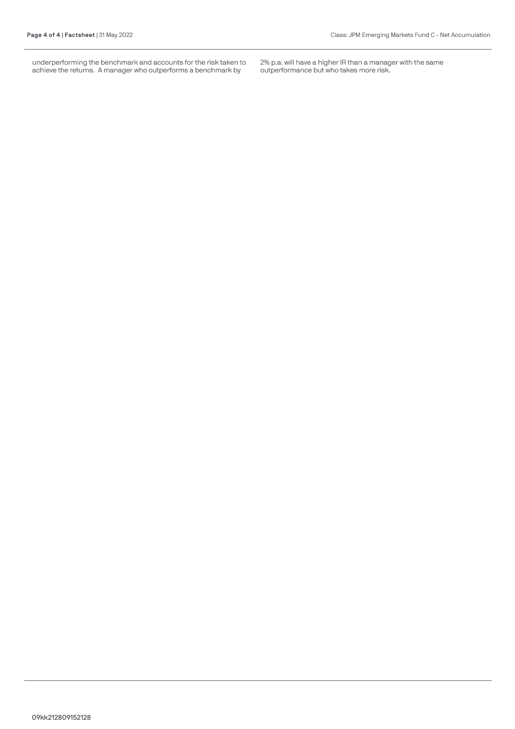underperforming the benchmark and accounts for the risk taken to achieve the returns. A manager who outperforms a benchmark by 2% p.a. will have a higher IR than a manager with the same outperformance but who takes more risk.

09kk212809152128